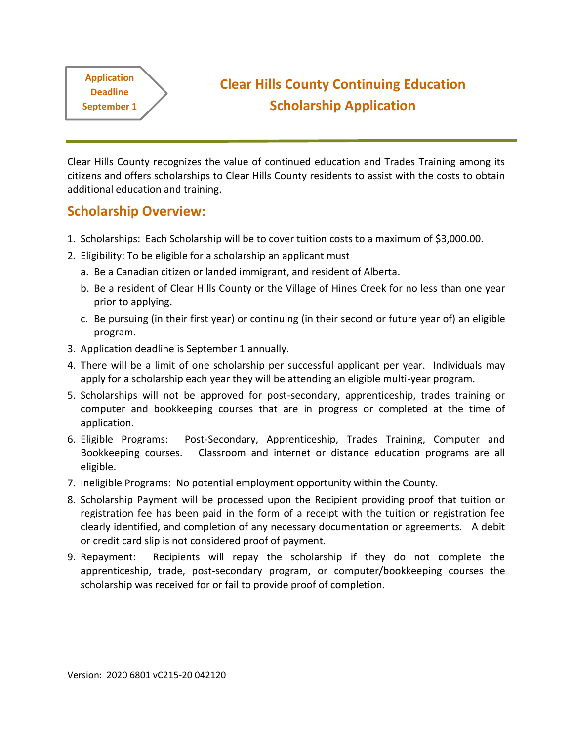Application Deadline September 1

# Clear Hills County Continuing Education Scholarship Application

Clear Hills County recognizes the value of continued education and Trades Training among its citizens and offers scholarships to Clear Hills County residents to assist with the costs to obtain additional education and training.

## Scholarship Overview:

1. Scholarships: Each Scholarship will be to cover tuition costs to a maximum of $3,000.00.
2. Eligibility: To be eligible for a scholarship an applicant must
   a. Be a Canadian citizen or landed immigrant, and resident of Alberta.
   b. Be a resident of Clear Hills County or the Village of Hines Creek for no less than one year prior to applying.
   c. Be pursuing (in their first year) or continuing (in their second or future year of) an eligible program.
3. Application deadline is September 1 annually.
4. There will be a limit of one scholarship per successful applicant per year. Individuals may apply for a scholarship each year they will be attending an eligible multi-year program.
5. Scholarships will not be approved for post-secondary, apprenticeship, trades training or computer and bookkeeping courses that are in progress or completed at the time of application.
6. Eligible Programs: Post-Secondary, Apprenticeship, Trades Training, Computer and Bookkeeping courses. Classroom and internet or distance education programs are all eligible.
7. Ineligible Programs: No potential employment opportunity within the County.
8. Scholarship Payment will be processed upon the Recipient providing proof that tuition or registration fee has been paid in the form of a receipt with the tuition or registration fee clearly identified, and completion of any necessary documentation or agreements. A debit or credit card slip is not considered proof of payment.
9. Repayment: Recipients will repay the scholarship if they do not complete the apprenticeship, trade, post-secondary program, or computer/bookkeeping courses the scholarship was received for or fail to provide proof of completion.

Version: 2020 6801 vC215-20 042120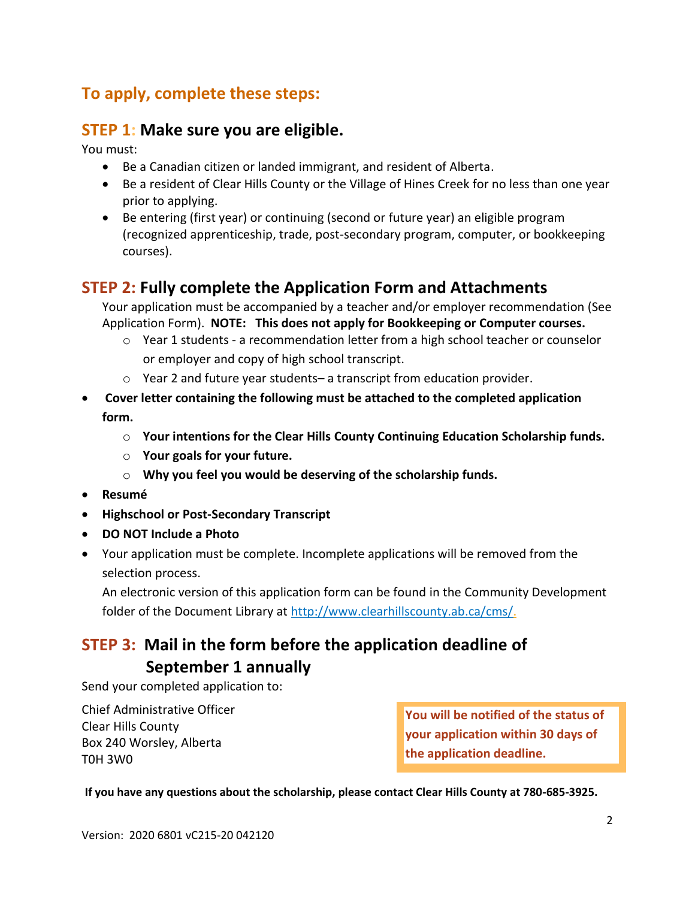## To apply, complete these steps:

### STEP 1: Make sure you are eligible.

You must:

- Be a Canadian citizen or landed immigrant, and resident of Alberta.
- Be a resident of Clear Hills County or the Village of Hines Creek for no less than one year prior to applying.
- Be entering (first year) or continuing (second or future year) an eligible program (recognized apprenticeship, trade, post-secondary program, computer, or bookkeeping courses).

### STEP 2: Fully complete the Application Form and Attachments

Your application must be accompanied by a teacher and/or employer recommendation (See Application Form). **NOTE: This does not apply for Bookkeeping or Computer courses.**

- Year 1 students - a recommendation letter from a high school teacher or counselor or employer and copy of high school transcript.
- Year 2 and future year students– a transcript from education provider.

- **Cover letter containing the following must be attached to the completed application form.**
  - **Your intentions for the Clear Hills County Continuing Education Scholarship funds.**
  - **Your goals for your future.**
  - **Why you feel you would be deserving of the scholarship funds.**
- **Resumé**
- **Highschool or Post-Secondary Transcript**
- **DO NOT Include a Photo**
- Your application must be complete. Incomplete applications will be removed from the selection process.

  An electronic version of this application form can be found in the Community Development folder of the Document Library at http://www.clearhillscounty.ab.ca/cms/.

### STEP 3: Mail in the form before the application deadline of September 1 annually

Send your completed application to:

Chief Administrative Officer
Clear Hills County
Box 240 Worsley, Alberta
T0H 3W0

**You will be notified of the status of your application within 30 days of the application deadline.**

**If you have any questions about the scholarship, please contact Clear Hills County at 780-685-3925.**

Version: 2020 6801 vC215-20 042120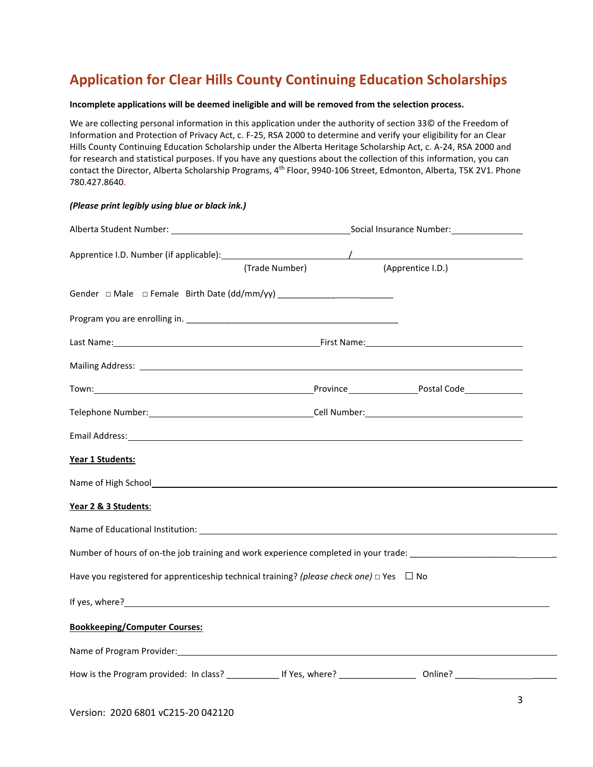## Application for Clear Hills County Continuing Education Scholarships

**Incomplete applications will be deemed ineligible and will be removed from the selection process.**

We are collecting personal information in this application under the authority of section 33© of the Freedom of Information and Protection of Privacy Act, c. F-25, RSA 2000 to determine and verify your eligibility for an Clear Hills County Continuing Education Scholarship under the Alberta Heritage Scholarship Act, c. A-24, RSA 2000 and for research and statistical purposes. If you have any questions about the collection of this information, you can contact the Director, Alberta Scholarship Programs, 4th Floor, 9940-106 Street, Edmonton, Alberta, T5K 2V1. Phone 780.427.8640.

***(Please print legibly using blue or black ink.)***

Alberta Student Number: ______________________ Social Insurance Number: ______________

Apprentice I.D. Number (if applicable): ______________ / ______________
(Trade Number) (Apprentice I.D.)

Gender □ Male □ Female Birth Date (dd/mm/yy) ______________________

Program you are enrolling in. ____________________________________________

Last Name: ______________________ First Name: ______________________

Mailing Address: ____________________________________________

Town: ______________________ Province ______________ Postal Code ____________

Telephone Number: ______________________ Cell Number: ______________________

Email Address: ____________________________________________

**Year 1 Students:**

Name of High School ____________________________________________

**Year 2 & 3 Students:**

Name of Educational Institution: ____________________________________________

Number of hours of on-the job training and work experience completed in your trade: ______________________

Have you registered for apprenticeship technical training? *(please check one)* □ Yes ☐ No

If yes, where? ____________________________________________

**Bookkeeping/Computer Courses:**

Name of Program Provider: ____________________________________________

How is the Program provided: In class? ___________ If Yes, where? _______________ Online? _______________

Version: 2020 6801 vC215-20 042120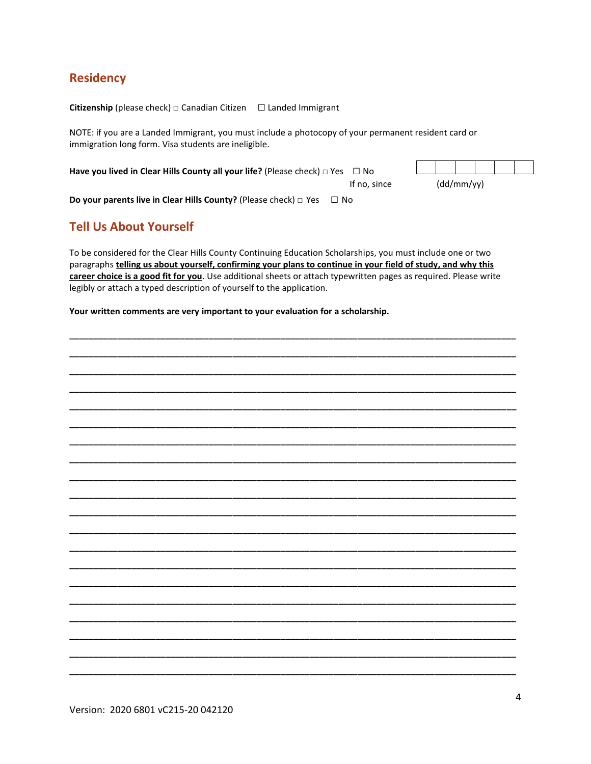## Residency

**Citizenship** (please check) □ Canadian Citizen ☐ Landed Immigrant

NOTE: if you are a Landed Immigrant, you must include a photocopy of your permanent resident card or immigration long form. Visa students are ineligible.

**Have you lived in Clear Hills County all your life?** (Please check) □ Yes ☐ No

If no, since | | | | | | | (dd/mm/yy)

**Do your parents live in Clear Hills County?** (Please check) □ Yes ☐ No

## Tell Us About Yourself

To be considered for the Clear Hills County Continuing Education Scholarships, you must include one or two paragraphs **telling us about yourself, confirming your plans to continue in your field of study, and why this career choice is a good fit for you**. Use additional sheets or attach typewritten pages as required. Please write legibly or attach a typed description of yourself to the application.

**Your written comments are very important to your evaluation for a scholarship.**

________________________________________________________________________________

________________________________________________________________________________

________________________________________________________________________________

________________________________________________________________________________

________________________________________________________________________________

________________________________________________________________________________

________________________________________________________________________________

________________________________________________________________________________

________________________________________________________________________________

________________________________________________________________________________

________________________________________________________________________________

________________________________________________________________________________

________________________________________________________________________________

________________________________________________________________________________

________________________________________________________________________________

________________________________________________________________________________

________________________________________________________________________________

________________________________________________________________________________

________________________________________________________________________________

________________________________________________________________________________

Version: 2020 6801 vC215-20 042120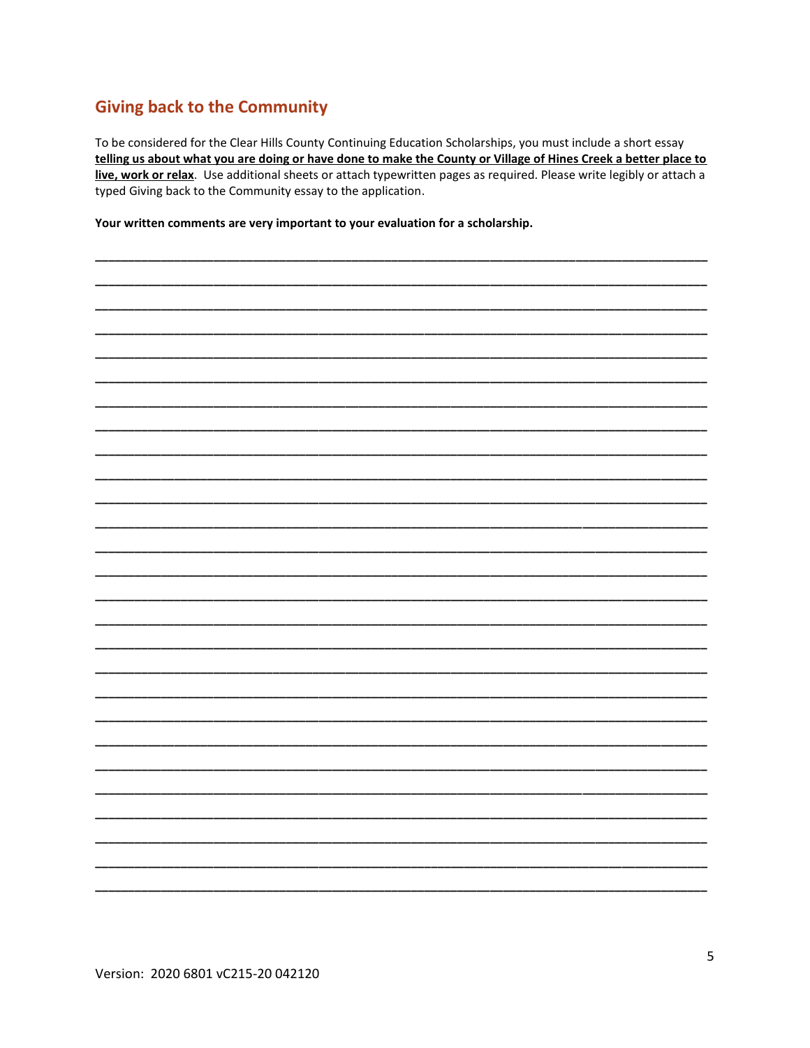## Giving back to the Community

To be considered for the Clear Hills County Continuing Education Scholarships, you must include a short essay **telling us about what you are doing or have done to make the County or Village of Hines Creek a better place to live, work or relax**. Use additional sheets or attach typewritten pages as required. Please write legibly or attach a typed Giving back to the Community essay to the application.

**Your written comments are very important to your evaluation for a scholarship.**

______________________________________________________________________________

______________________________________________________________________________

______________________________________________________________________________

______________________________________________________________________________

______________________________________________________________________________

______________________________________________________________________________

______________________________________________________________________________

______________________________________________________________________________

______________________________________________________________________________

______________________________________________________________________________

______________________________________________________________________________

______________________________________________________________________________

______________________________________________________________________________

______________________________________________________________________________

______________________________________________________________________________

______________________________________________________________________________

______________________________________________________________________________

______________________________________________________________________________

______________________________________________________________________________

______________________________________________________________________________

______________________________________________________________________________

______________________________________________________________________________

______________________________________________________________________________

______________________________________________________________________________

______________________________________________________________________________

______________________________________________________________________________

______________________________________________________________________________

Version: 2020 6801 vC215-20 042120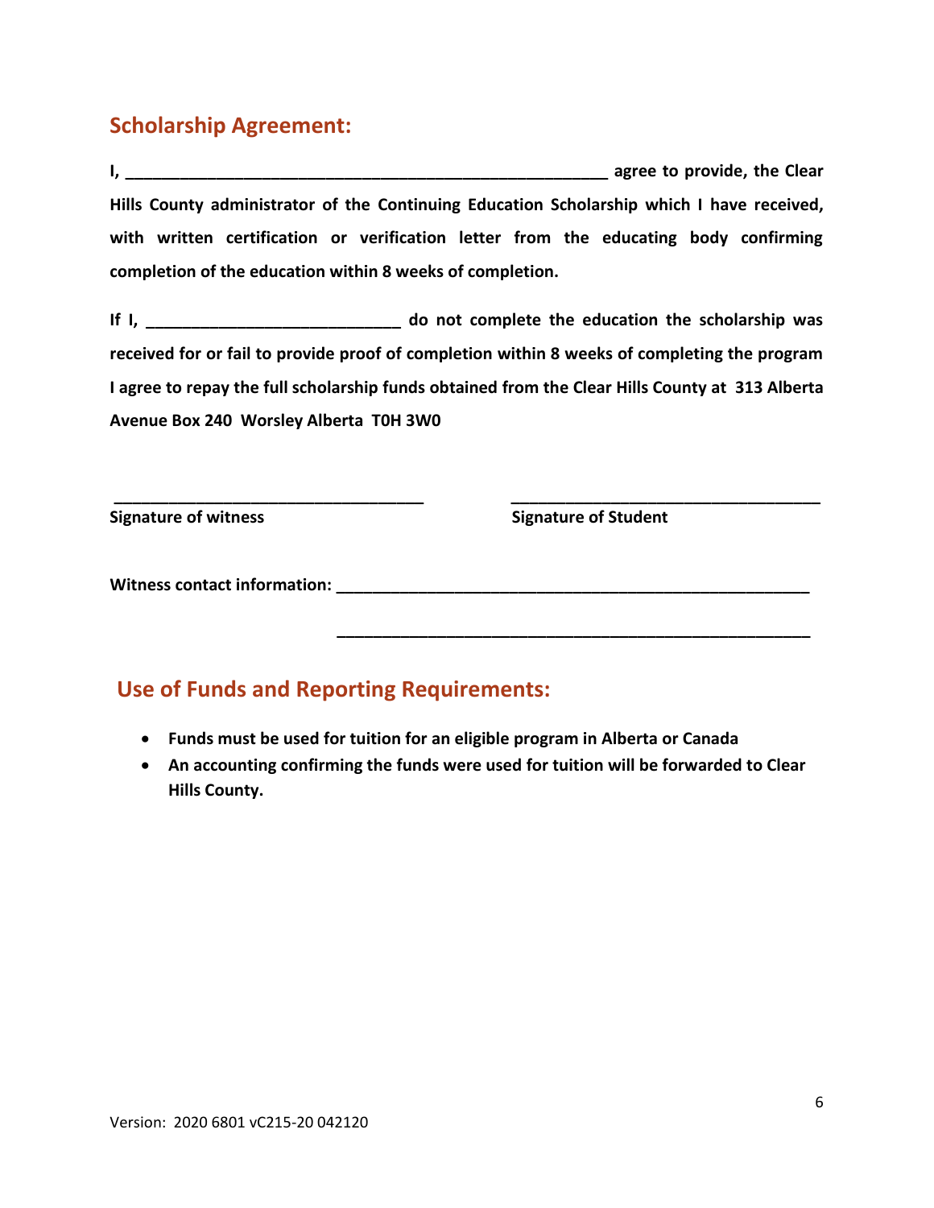## Scholarship Agreement:

**I, _______________________________________________________ agree to provide, the Clear Hills County administrator of the Continuing Education Scholarship which I have received, with written certification or verification letter from the educating body confirming completion of the education within 8 weeks of completion.**

**If I, ____________________________ do not complete the education the scholarship was received for or fail to provide proof of completion within 8 weeks of completing the program I agree to repay the full scholarship funds obtained from the Clear Hills County at 313 Alberta Avenue Box 240 Worsley Alberta T0H 3W0**

| ___________________________________ | ___________________________________ |
|---|---|
| **Signature of witness** | **Signature of Student** |

**Witness contact information: _______________________________________________________**

**_______________________________________________________**

## Use of Funds and Reporting Requirements:

- **Funds must be used for tuition for an eligible program in Alberta or Canada**
- **An accounting confirming the funds were used for tuition will be forwarded to Clear Hills County.**

Version: 2020 6801 vC215-20 042120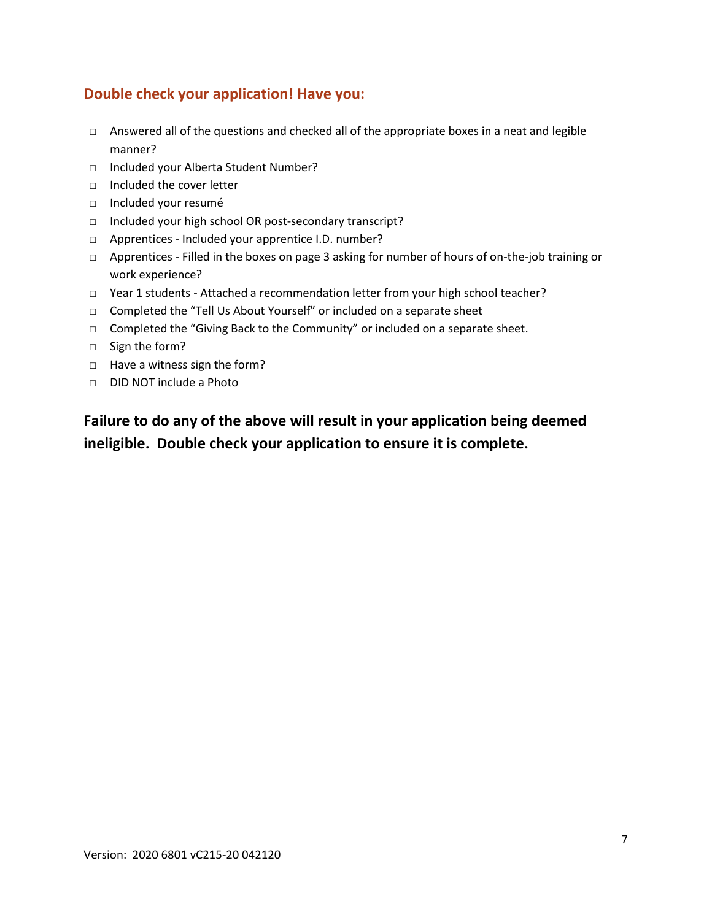## Double check your application! Have you:

- □ Answered all of the questions and checked all of the appropriate boxes in a neat and legible manner?
- □ Included your Alberta Student Number?
- □ Included the cover letter
- □ Included your resumé
- □ Included your high school OR post-secondary transcript?
- □ Apprentices - Included your apprentice I.D. number?
- □ Apprentices - Filled in the boxes on page 3 asking for number of hours of on-the-job training or work experience?
- □ Year 1 students - Attached a recommendation letter from your high school teacher?
- □ Completed the "Tell Us About Yourself" or included on a separate sheet
- □ Completed the "Giving Back to the Community" or included on a separate sheet.
- □ Sign the form?
- □ Have a witness sign the form?
- □ DID NOT include a Photo

**Failure to do any of the above will result in your application being deemed ineligible. Double check your application to ensure it is complete.**

Version: 2020 6801 vC215-20 042120